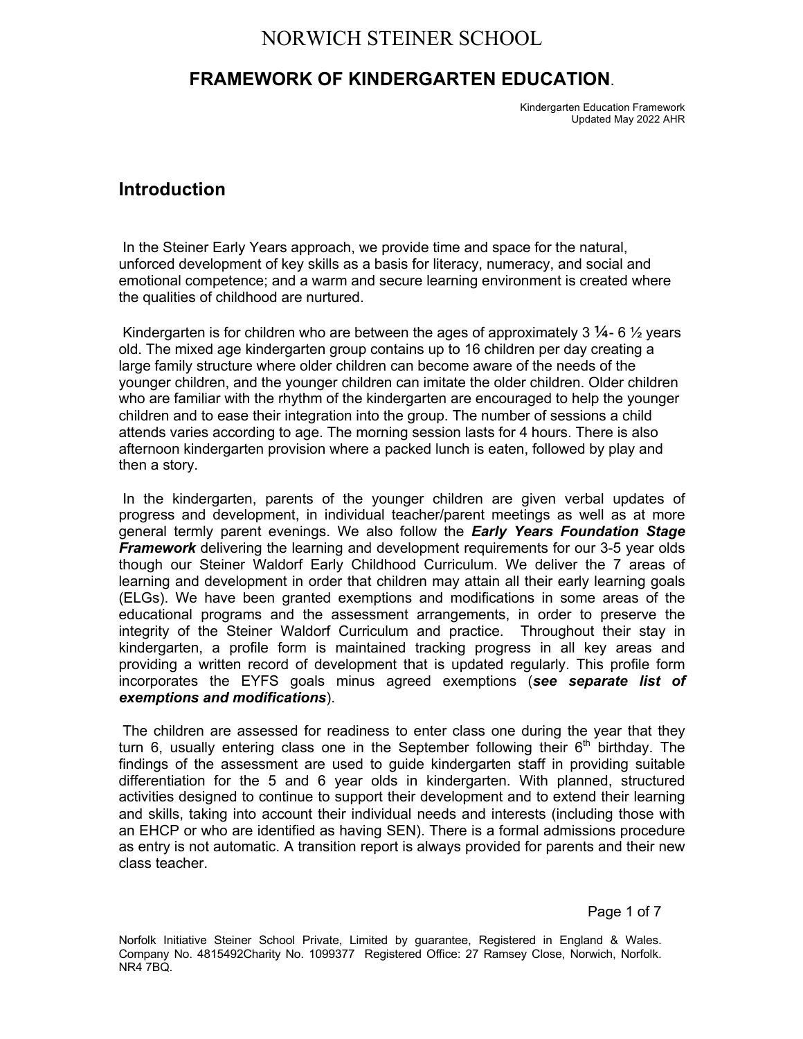# NORWICH STEINER SCHOOL

## FRAMEWORK OF KINDERGARTEN EDUCATION.

Kindergarten Education Framework
Updated May 2022 AHR

## Introduction

In the Steiner Early Years approach, we provide time and space for the natural, unforced development of key skills as a basis for literacy, numeracy, and social and emotional competence; and a warm and secure learning environment is created where the qualities of childhood are nurtured.

Kindergarten is for children who are between the ages of approximately 3 ¼- 6 ½ years old. The mixed age kindergarten group contains up to 16 children per day creating a large family structure where older children can become aware of the needs of the younger children, and the younger children can imitate the older children. Older children who are familiar with the rhythm of the kindergarten are encouraged to help the younger children and to ease their integration into the group. The number of sessions a child attends varies according to age. The morning session lasts for 4 hours. There is also afternoon kindergarten provision where a packed lunch is eaten, followed by play and then a story.

In the kindergarten, parents of the younger children are given verbal updates of progress and development, in individual teacher/parent meetings as well as at more general termly parent evenings. We also follow the ***Early Years Foundation Stage Framework*** delivering the learning and development requirements for our 3-5 year olds though our Steiner Waldorf Early Childhood Curriculum. We deliver the 7 areas of learning and development in order that children may attain all their early learning goals (ELGs). We have been granted exemptions and modifications in some areas of the educational programs and the assessment arrangements, in order to preserve the integrity of the Steiner Waldorf Curriculum and practice. Throughout their stay in kindergarten, a profile form is maintained tracking progress in all key areas and providing a written record of development that is updated regularly. This profile form incorporates the EYFS goals minus agreed exemptions (***see separate list of exemptions and modifications***).

The children are assessed for readiness to enter class one during the year that they turn 6, usually entering class one in the September following their 6th birthday. The findings of the assessment are used to guide kindergarten staff in providing suitable differentiation for the 5 and 6 year olds in kindergarten. With planned, structured activities designed to continue to support their development and to extend their learning and skills, taking into account their individual needs and interests (including those with an EHCP or who are identified as having SEN). There is a formal admissions procedure as entry is not automatic. A transition report is always provided for parents and their new class teacher.

Norfolk Initiative Steiner School Private, Limited by guarantee, Registered in England & Wales. Company No. 4815492Charity No. 1099377 Registered Office: 27 Ramsey Close, Norwich, Norfolk. NR4 7BQ.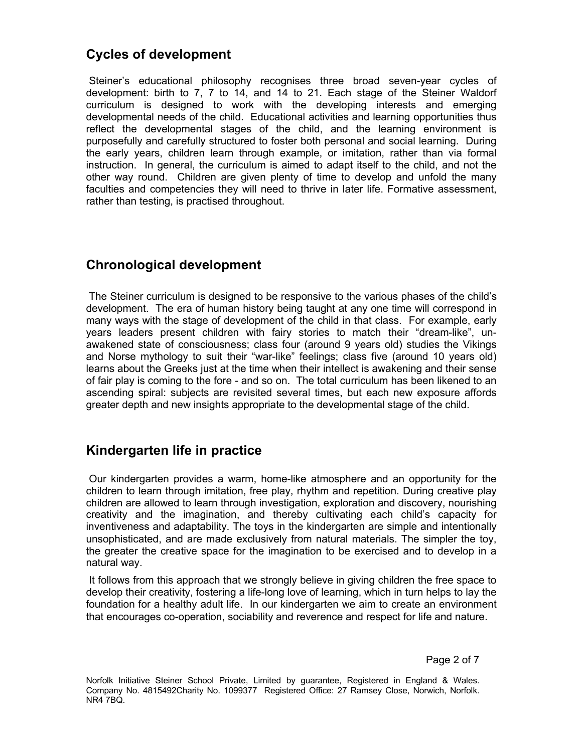## Cycles of development

Steiner's educational philosophy recognises three broad seven-year cycles of development: birth to 7, 7 to 14, and 14 to 21. Each stage of the Steiner Waldorf curriculum is designed to work with the developing interests and emerging developmental needs of the child. Educational activities and learning opportunities thus reflect the developmental stages of the child, and the learning environment is purposefully and carefully structured to foster both personal and social learning. During the early years, children learn through example, or imitation, rather than via formal instruction. In general, the curriculum is aimed to adapt itself to the child, and not the other way round. Children are given plenty of time to develop and unfold the many faculties and competencies they will need to thrive in later life. Formative assessment, rather than testing, is practised throughout.

## Chronological development

The Steiner curriculum is designed to be responsive to the various phases of the child's development. The era of human history being taught at any one time will correspond in many ways with the stage of development of the child in that class. For example, early years leaders present children with fairy stories to match their "dream-like", un-awakened state of consciousness; class four (around 9 years old) studies the Vikings and Norse mythology to suit their "war-like" feelings; class five (around 10 years old) learns about the Greeks just at the time when their intellect is awakening and their sense of fair play is coming to the fore - and so on. The total curriculum has been likened to an ascending spiral: subjects are revisited several times, but each new exposure affords greater depth and new insights appropriate to the developmental stage of the child.

## Kindergarten life in practice

Our kindergarten provides a warm, home-like atmosphere and an opportunity for the children to learn through imitation, free play, rhythm and repetition. During creative play children are allowed to learn through investigation, exploration and discovery, nourishing creativity and the imagination, and thereby cultivating each child's capacity for inventiveness and adaptability. The toys in the kindergarten are simple and intentionally unsophisticated, and are made exclusively from natural materials. The simpler the toy, the greater the creative space for the imagination to be exercised and to develop in a natural way.

It follows from this approach that we strongly believe in giving children the free space to develop their creativity, fostering a life-long love of learning, which in turn helps to lay the foundation for a healthy adult life. In our kindergarten we aim to create an environment that encourages co-operation, sociability and reverence and respect for life and nature.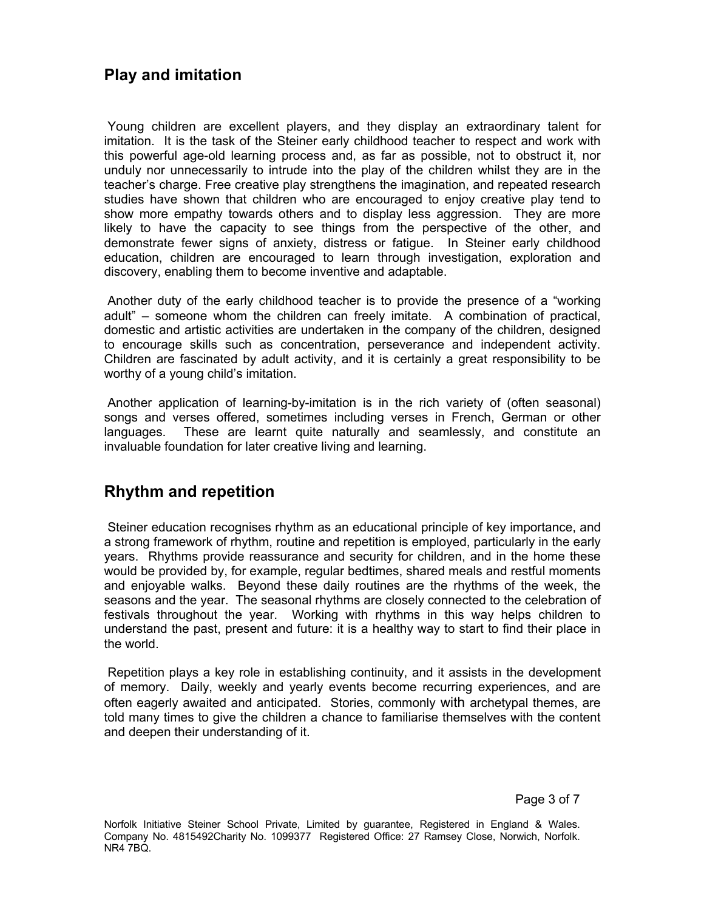## Play and imitation

Young children are excellent players, and they display an extraordinary talent for imitation. It is the task of the Steiner early childhood teacher to respect and work with this powerful age-old learning process and, as far as possible, not to obstruct it, nor unduly nor unnecessarily to intrude into the play of the children whilst they are in the teacher's charge. Free creative play strengthens the imagination, and repeated research studies have shown that children who are encouraged to enjoy creative play tend to show more empathy towards others and to display less aggression. They are more likely to have the capacity to see things from the perspective of the other, and demonstrate fewer signs of anxiety, distress or fatigue. In Steiner early childhood education, children are encouraged to learn through investigation, exploration and discovery, enabling them to become inventive and adaptable.

Another duty of the early childhood teacher is to provide the presence of a "working adult" – someone whom the children can freely imitate. A combination of practical, domestic and artistic activities are undertaken in the company of the children, designed to encourage skills such as concentration, perseverance and independent activity. Children are fascinated by adult activity, and it is certainly a great responsibility to be worthy of a young child's imitation.

Another application of learning-by-imitation is in the rich variety of (often seasonal) songs and verses offered, sometimes including verses in French, German or other languages. These are learnt quite naturally and seamlessly, and constitute an invaluable foundation for later creative living and learning.

## Rhythm and repetition

Steiner education recognises rhythm as an educational principle of key importance, and a strong framework of rhythm, routine and repetition is employed, particularly in the early years. Rhythms provide reassurance and security for children, and in the home these would be provided by, for example, regular bedtimes, shared meals and restful moments and enjoyable walks. Beyond these daily routines are the rhythms of the week, the seasons and the year. The seasonal rhythms are closely connected to the celebration of festivals throughout the year. Working with rhythms in this way helps children to understand the past, present and future: it is a healthy way to start to find their place in the world.

Repetition plays a key role in establishing continuity, and it assists in the development of memory. Daily, weekly and yearly events become recurring experiences, and are often eagerly awaited and anticipated. Stories, commonly with archetypal themes, are told many times to give the children a chance to familiarise themselves with the content and deepen their understanding of it.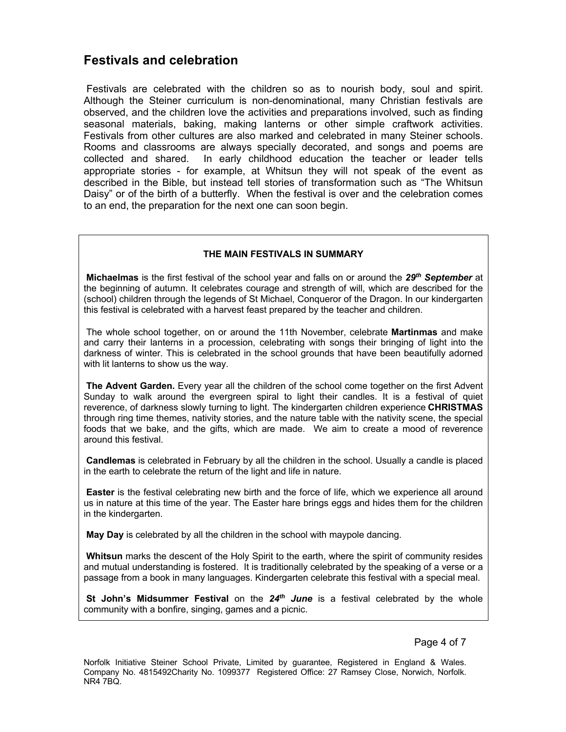## Festivals and celebration

Festivals are celebrated with the children so as to nourish body, soul and spirit. Although the Steiner curriculum is non-denominational, many Christian festivals are observed, and the children love the activities and preparations involved, such as finding seasonal materials, baking, making lanterns or other simple craftwork activities. Festivals from other cultures are also marked and celebrated in many Steiner schools. Rooms and classrooms are always specially decorated, and songs and poems are collected and shared. In early childhood education the teacher or leader tells appropriate stories - for example, at Whitsun they will not speak of the event as described in the Bible, but instead tell stories of transformation such as "The Whitsun Daisy" or of the birth of a butterfly. When the festival is over and the celebration comes to an end, the preparation for the next one can soon begin.

**THE MAIN FESTIVALS IN SUMMARY**

**Michaelmas** is the first festival of the school year and falls on or around the ***29th September*** at the beginning of autumn. It celebrates courage and strength of will, which are described for the (school) children through the legends of St Michael, Conqueror of the Dragon. In our kindergarten this festival is celebrated with a harvest feast prepared by the teacher and children.

The whole school together, on or around the 11th November, celebrate **Martinmas** and make and carry their lanterns in a procession, celebrating with songs their bringing of light into the darkness of winter. This is celebrated in the school grounds that have been beautifully adorned with lit lanterns to show us the way.

**The Advent Garden.** Every year all the children of the school come together on the first Advent Sunday to walk around the evergreen spiral to light their candles. It is a festival of quiet reverence, of darkness slowly turning to light. The kindergarten children experience **CHRISTMAS** through ring time themes, nativity stories, and the nature table with the nativity scene, the special foods that we bake, and the gifts, which are made. We aim to create a mood of reverence around this festival.

**Candlemas** is celebrated in February by all the children in the school. Usually a candle is placed in the earth to celebrate the return of the light and life in nature.

**Easter** is the festival celebrating new birth and the force of life, which we experience all around us in nature at this time of the year. The Easter hare brings eggs and hides them for the children in the kindergarten.

**May Day** is celebrated by all the children in the school with maypole dancing.

**Whitsun** marks the descent of the Holy Spirit to the earth, where the spirit of community resides and mutual understanding is fostered. It is traditionally celebrated by the speaking of a verse or a passage from a book in many languages. Kindergarten celebrate this festival with a special meal.

**St John's Midsummer Festival** on the ***24th June*** is a festival celebrated by the whole community with a bonfire, singing, games and a picnic.

Norfolk Initiative Steiner School Private, Limited by guarantee, Registered in England & Wales. Company No. 4815492Charity No. 1099377 Registered Office: 27 Ramsey Close, Norwich, Norfolk. NR4 7BQ.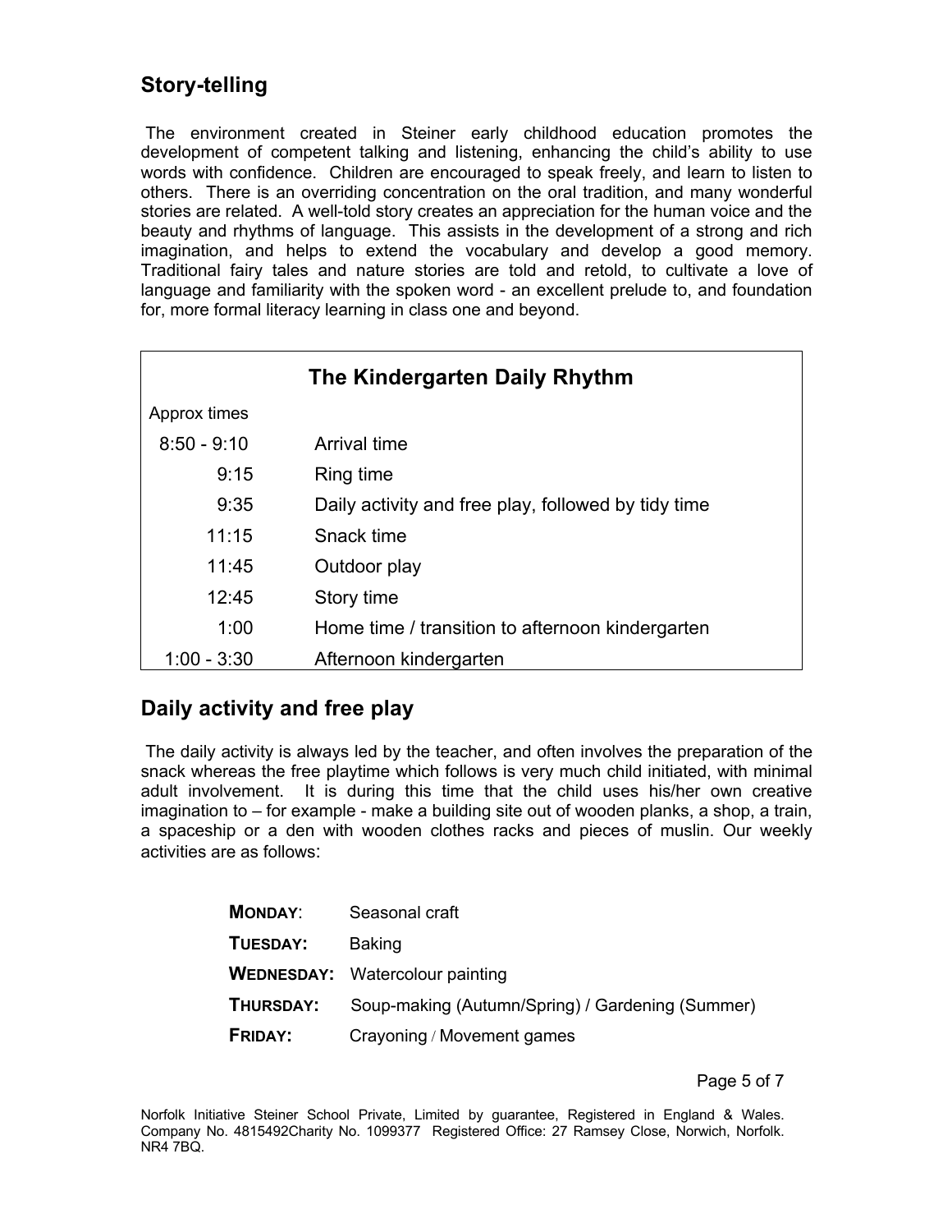## Story-telling

The environment created in Steiner early childhood education promotes the development of competent talking and listening, enhancing the child's ability to use words with confidence. Children are encouraged to speak freely, and learn to listen to others. There is an overriding concentration on the oral tradition, and many wonderful stories are related. A well-told story creates an appreciation for the human voice and the beauty and rhythms of language. This assists in the development of a strong and rich imagination, and helps to extend the vocabulary and develop a good memory. Traditional fairy tales and nature stories are told and retold, to cultivate a love of language and familiarity with the spoken word - an excellent prelude to, and foundation for, more formal literacy learning in class one and beyond.

**The Kindergarten Daily Rhythm**

| Approx times | |
|---|---|
| 8:50 - 9:10 | Arrival time |
| 9:15 | Ring time |
| 9:35 | Daily activity and free play, followed by tidy time |
| 11:15 | Snack time |
| 11:45 | Outdoor play |
| 12:45 | Story time |
| 1:00 | Home time / transition to afternoon kindergarten |
| 1:00 - 3:30 | Afternoon kindergarten |

## Daily activity and free play

The daily activity is always led by the teacher, and often involves the preparation of the snack whereas the free playtime which follows is very much child initiated, with minimal adult involvement. It is during this time that the child uses his/her own creative imagination to – for example - make a building site out of wooden planks, a shop, a train, a spaceship or a den with wooden clothes racks and pieces of muslin. Our weekly activities are as follows:

| | |
|---|---|
| **MONDAY**: | Seasonal craft |
| **TUESDAY:** | Baking |
| **WEDNESDAY:** | Watercolour painting |
| **THURSDAY:** | Soup-making (Autumn/Spring) / Gardening (Summer) |
| **FRIDAY:** | Crayoning / Movement games |

Norfolk Initiative Steiner School Private, Limited by guarantee, Registered in England & Wales. Company No. 4815492Charity No. 1099377 Registered Office: 27 Ramsey Close, Norwich, Norfolk. NR4 7BQ.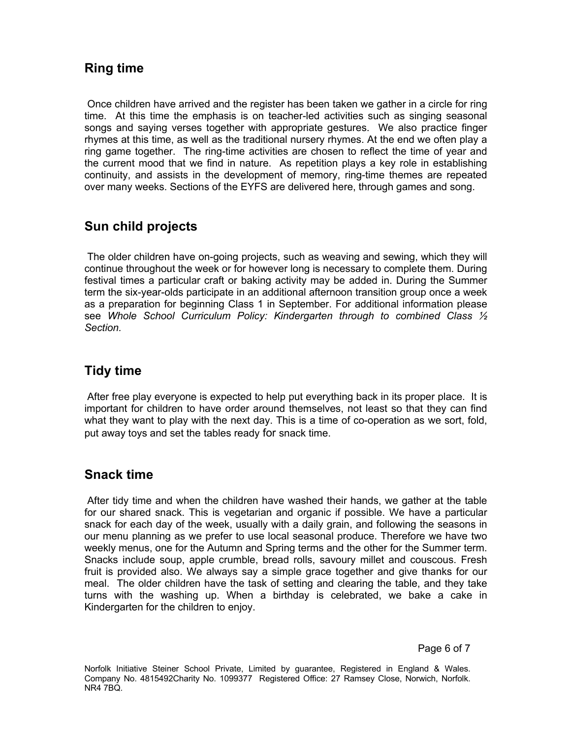## Ring time

Once children have arrived and the register has been taken we gather in a circle for ring time. At this time the emphasis is on teacher-led activities such as singing seasonal songs and saying verses together with appropriate gestures. We also practice finger rhymes at this time, as well as the traditional nursery rhymes. At the end we often play a ring game together. The ring-time activities are chosen to reflect the time of year and the current mood that we find in nature. As repetition plays a key role in establishing continuity, and assists in the development of memory, ring-time themes are repeated over many weeks. Sections of the EYFS are delivered here, through games and song.

## Sun child projects

The older children have on-going projects, such as weaving and sewing, which they will continue throughout the week or for however long is necessary to complete them. During festival times a particular craft or baking activity may be added in. During the Summer term the six-year-olds participate in an additional afternoon transition group once a week as a preparation for beginning Class 1 in September. For additional information please see *Whole School Curriculum Policy: Kindergarten through to combined Class ½ Section.*

## Tidy time

After free play everyone is expected to help put everything back in its proper place. It is important for children to have order around themselves, not least so that they can find what they want to play with the next day. This is a time of co-operation as we sort, fold, put away toys and set the tables ready for snack time.

## Snack time

After tidy time and when the children have washed their hands, we gather at the table for our shared snack. This is vegetarian and organic if possible. We have a particular snack for each day of the week, usually with a daily grain, and following the seasons in our menu planning as we prefer to use local seasonal produce. Therefore we have two weekly menus, one for the Autumn and Spring terms and the other for the Summer term. Snacks include soup, apple crumble, bread rolls, savoury millet and couscous. Fresh fruit is provided also. We always say a simple grace together and give thanks for our meal. The older children have the task of setting and clearing the table, and they take turns with the washing up. When a birthday is celebrated, we bake a cake in Kindergarten for the children to enjoy.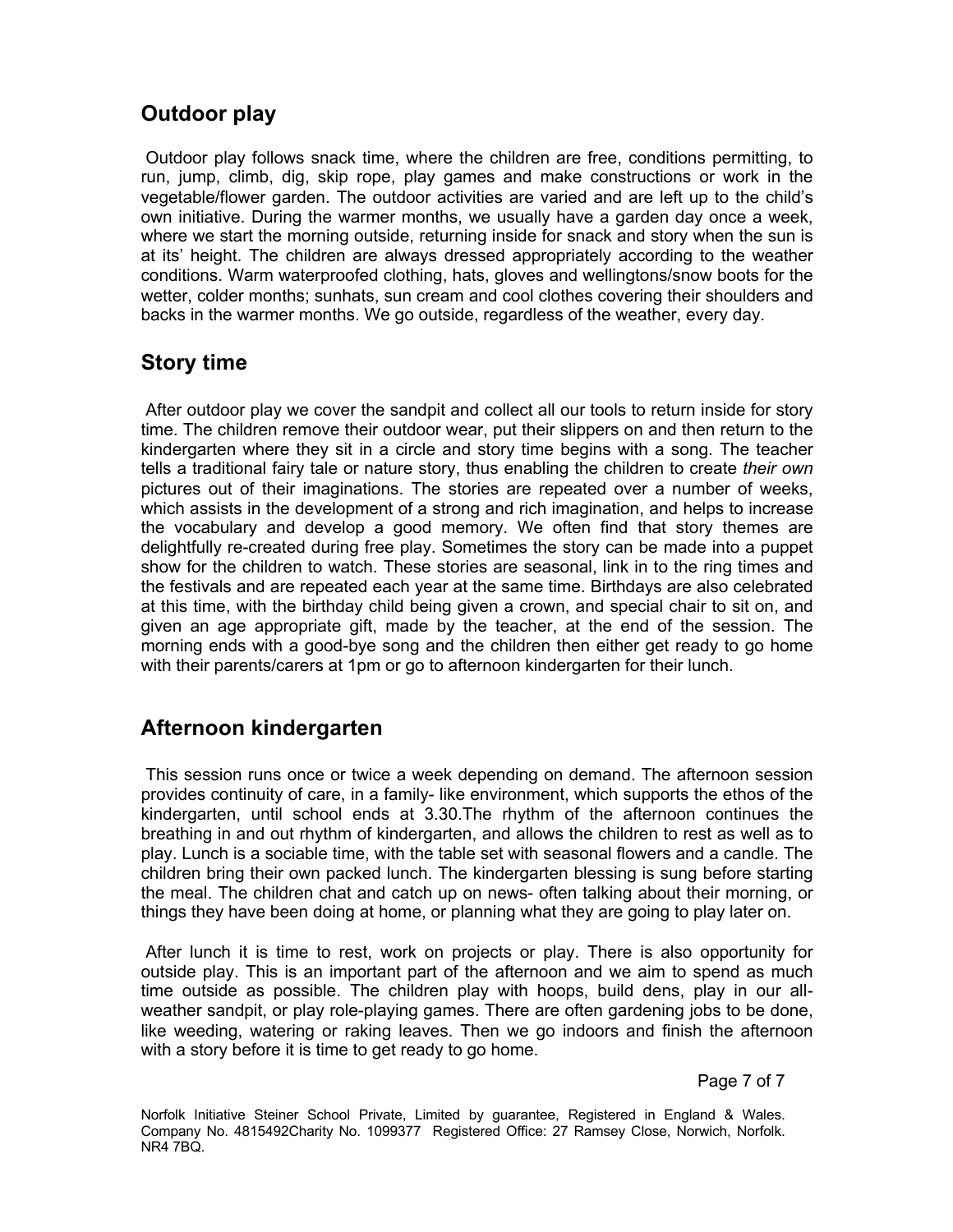## Outdoor play

Outdoor play follows snack time, where the children are free, conditions permitting, to run, jump, climb, dig, skip rope, play games and make constructions or work in the vegetable/flower garden. The outdoor activities are varied and are left up to the child's own initiative. During the warmer months, we usually have a garden day once a week, where we start the morning outside, returning inside for snack and story when the sun is at its' height. The children are always dressed appropriately according to the weather conditions. Warm waterproofed clothing, hats, gloves and wellingtons/snow boots for the wetter, colder months; sunhats, sun cream and cool clothes covering their shoulders and backs in the warmer months. We go outside, regardless of the weather, every day.

## Story time

After outdoor play we cover the sandpit and collect all our tools to return inside for story time. The children remove their outdoor wear, put their slippers on and then return to the kindergarten where they sit in a circle and story time begins with a song. The teacher tells a traditional fairy tale or nature story, thus enabling the children to create *their own* pictures out of their imaginations. The stories are repeated over a number of weeks, which assists in the development of a strong and rich imagination, and helps to increase the vocabulary and develop a good memory. We often find that story themes are delightfully re-created during free play. Sometimes the story can be made into a puppet show for the children to watch. These stories are seasonal, link in to the ring times and the festivals and are repeated each year at the same time. Birthdays are also celebrated at this time, with the birthday child being given a crown, and special chair to sit on, and given an age appropriate gift, made by the teacher, at the end of the session. The morning ends with a good-bye song and the children then either get ready to go home with their parents/carers at 1pm or go to afternoon kindergarten for their lunch.

## Afternoon kindergarten

This session runs once or twice a week depending on demand. The afternoon session provides continuity of care, in a family- like environment, which supports the ethos of the kindergarten, until school ends at 3.30.The rhythm of the afternoon continues the breathing in and out rhythm of kindergarten, and allows the children to rest as well as to play. Lunch is a sociable time, with the table set with seasonal flowers and a candle. The children bring their own packed lunch. The kindergarten blessing is sung before starting the meal. The children chat and catch up on news- often talking about their morning, or things they have been doing at home, or planning what they are going to play later on.

After lunch it is time to rest, work on projects or play. There is also opportunity for outside play. This is an important part of the afternoon and we aim to spend as much time outside as possible. The children play with hoops, build dens, play in our all-weather sandpit, or play role-playing games. There are often gardening jobs to be done, like weeding, watering or raking leaves. Then we go indoors and finish the afternoon with a story before it is time to get ready to go home.